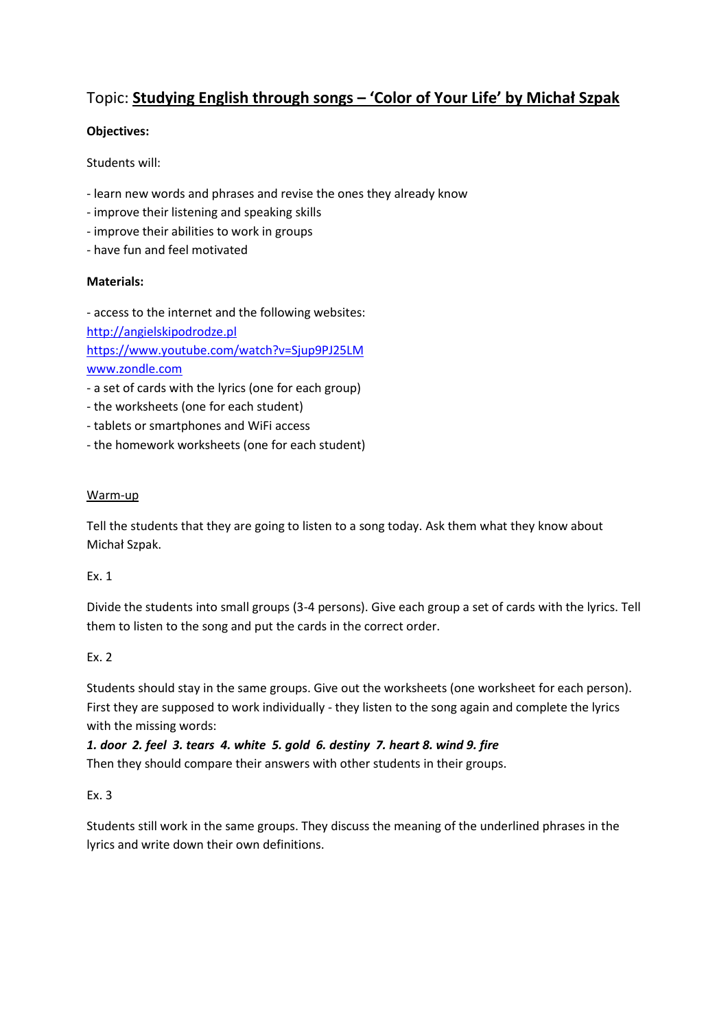# Topic: **Studying English through songs – 'Color of Your Life' by Michał Szpak**

**Objectives:**

Students will:

- learn new words and phrases and revise the ones they already know
- improve their listening and speaking skills
- improve their abilities to work in groups
- have fun and feel motivated

**Materials:**

- access to the internet and the following websites:
[http://angielskipodrodze.pl](http://angielskipodrodze.pl)
[https://www.youtube.com/watch?v=Sjup9PJ25LM](https://www.youtube.com/watch?v=Sjup9PJ25LM)
[www.zondle.com](www.zondle.com)
- a set of cards with the lyrics (one for each group)
- the worksheets (one for each student)
- tablets or smartphones and WiFi access
- the homework worksheets (one for each student)

Warm-up

Tell the students that they are going to listen to a song today. Ask them what they know about Michał Szpak.

Ex. 1

Divide the students into small groups (3-4 persons). Give each group a set of cards with the lyrics. Tell them to listen to the song and put the cards in the correct order.

Ex. 2

Students should stay in the same groups. Give out the worksheets (one worksheet for each person). First they are supposed to work individually - they listen to the song again and complete the lyrics with the missing words:

***1. door 2. feel 3. tears 4. white 5. gold 6. destiny 7. heart 8. wind 9. fire***

Then they should compare their answers with other students in their groups.

Ex. 3

Students still work in the same groups. They discuss the meaning of the underlined phrases in the lyrics and write down their own definitions.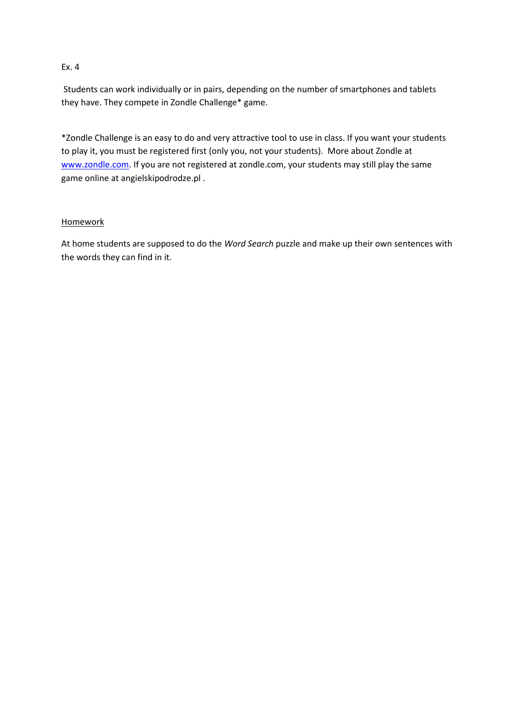Ex. 4

Students can work individually or in pairs, depending on the number of smartphones and tablets they have. They compete in Zondle Challenge* game.

*Zondle Challenge is an easy to do and very attractive tool to use in class. If you want your students to play it, you must be registered first (only you, not your students). More about Zondle at [www.zondle.com](http://www.zondle.com). If you are not registered at zondle.com, your students may still play the same game online at angielskipodrodze.pl .

Homework

At home students are supposed to do the *Word Search* puzzle and make up their own sentences with the words they can find in it.